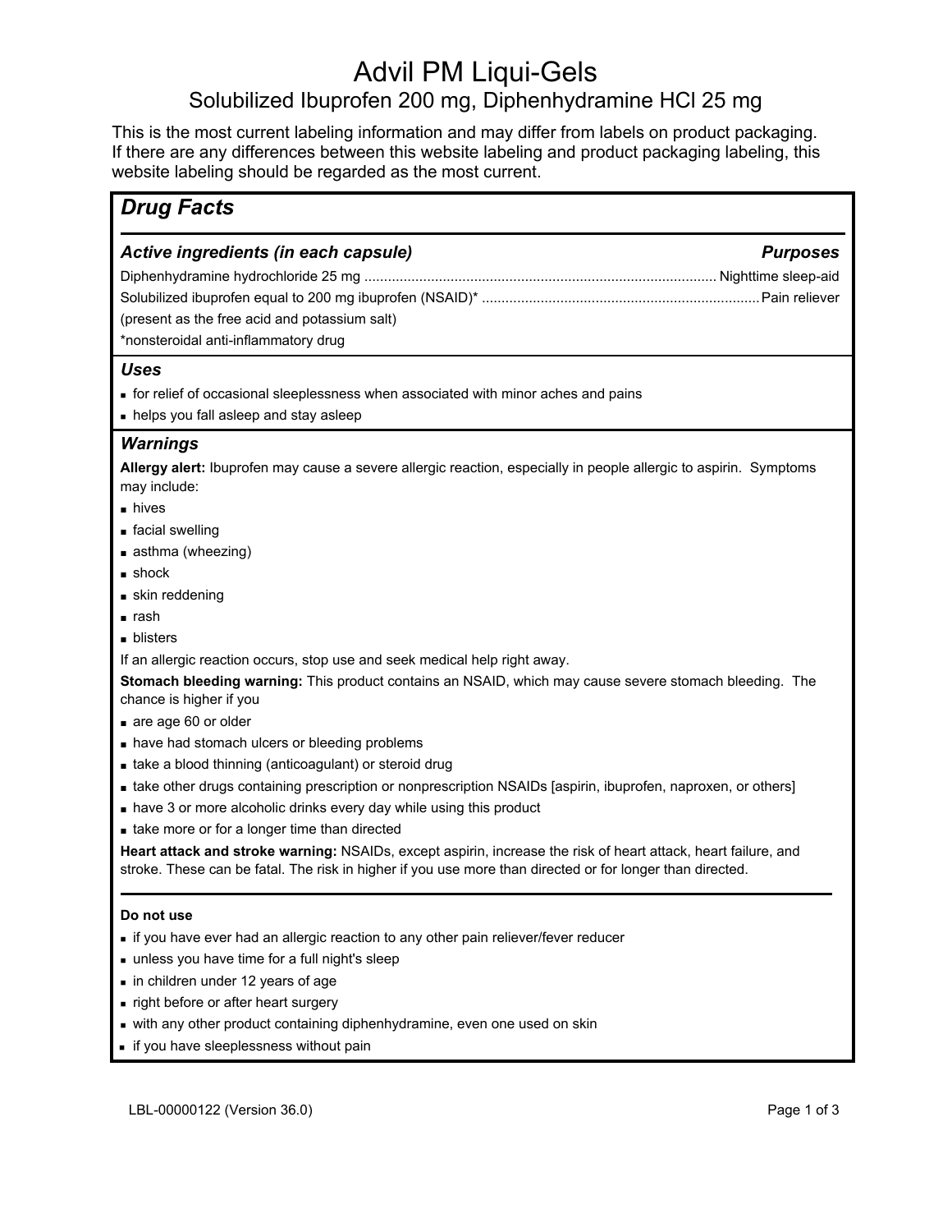# Advil PM Liqui-Gels

## Solubilized Ibuprofen 200 mg, Diphenhydramine HCl 25 mg

This is the most current labeling information and may differ from labels on product packaging. If there are any differences between this website labeling and product packaging labeling, this website labeling should be regarded as the most current.

## *Drug Facts*

| ***Active ingredients (in each capsule)*** | ***Purposes*** |
|---|---|
| Diphenhydramine hydrochloride 25 mg | Nighttime sleep-aid |
| Solubilized ibuprofen equal to 200 mg ibuprofen (NSAID)* | Pain reliever |

(present as the free acid and potassium salt)

*nonsteroidal anti-inflammatory drug

### *Uses*

- for relief of occasional sleeplessness when associated with minor aches and pains
- helps you fall asleep and stay asleep

### *Warnings*

**Allergy alert:** Ibuprofen may cause a severe allergic reaction, especially in people allergic to aspirin. Symptoms may include:

- hives
- facial swelling
- asthma (wheezing)
- shock
- skin reddening
- rash
- blisters

If an allergic reaction occurs, stop use and seek medical help right away.

**Stomach bleeding warning:** This product contains an NSAID, which may cause severe stomach bleeding. The chance is higher if you

- are age 60 or older
- have had stomach ulcers or bleeding problems
- take a blood thinning (anticoagulant) or steroid drug
- take other drugs containing prescription or nonprescription NSAIDs [aspirin, ibuprofen, naproxen, or others]
- have 3 or more alcoholic drinks every day while using this product
- take more or for a longer time than directed

**Heart attack and stroke warning:** NSAIDs, except aspirin, increase the risk of heart attack, heart failure, and stroke. These can be fatal. The risk in higher if you use more than directed or for longer than directed.

**Do not use**

- if you have ever had an allergic reaction to any other pain reliever/fever reducer
- unless you have time for a full night's sleep
- in children under 12 years of age
- right before or after heart surgery
- with any other product containing diphenhydramine, even one used on skin
- if you have sleeplessness without pain

LBL-00000122 (Version 36.0)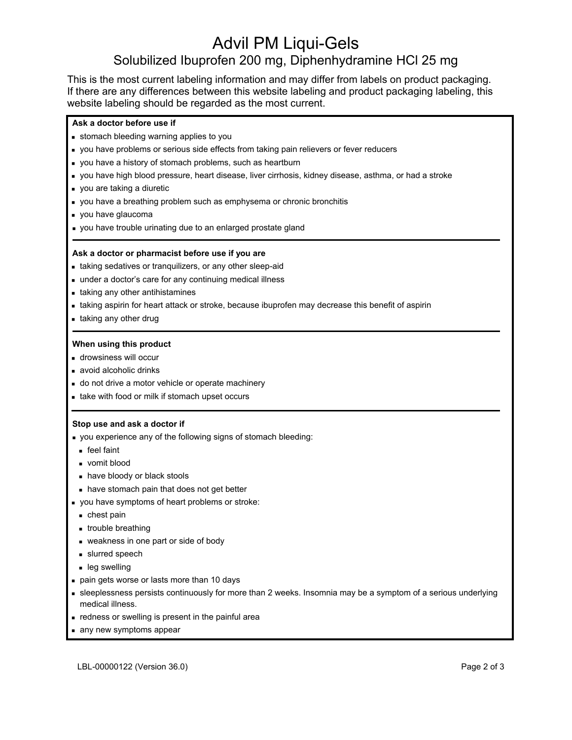# Advil PM Liqui-Gels

## Solubilized Ibuprofen 200 mg, Diphenhydramine HCl 25 mg

This is the most current labeling information and may differ from labels on product packaging. If there are any differences between this website labeling and product packaging labeling, this website labeling should be regarded as the most current.

**Ask a doctor before use if**

- stomach bleeding warning applies to you
- you have problems or serious side effects from taking pain relievers or fever reducers
- you have a history of stomach problems, such as heartburn
- you have high blood pressure, heart disease, liver cirrhosis, kidney disease, asthma, or had a stroke
- you are taking a diuretic
- you have a breathing problem such as emphysema or chronic bronchitis
- you have glaucoma
- you have trouble urinating due to an enlarged prostate gland

**Ask a doctor or pharmacist before use if you are**

- taking sedatives or tranquilizers, or any other sleep-aid
- under a doctor's care for any continuing medical illness
- taking any other antihistamines
- taking aspirin for heart attack or stroke, because ibuprofen may decrease this benefit of aspirin
- taking any other drug

**When using this product**

- drowsiness will occur
- avoid alcoholic drinks
- do not drive a motor vehicle or operate machinery
- take with food or milk if stomach upset occurs

**Stop use and ask a doctor if**

- you experience any of the following signs of stomach bleeding:
  - feel faint
  - vomit blood
  - have bloody or black stools
  - have stomach pain that does not get better
- you have symptoms of heart problems or stroke:
  - chest pain
  - trouble breathing
  - weakness in one part or side of body
  - slurred speech
  - leg swelling
- pain gets worse or lasts more than 10 days
- sleeplessness persists continuously for more than 2 weeks. Insomnia may be a symptom of a serious underlying medical illness.
- redness or swelling is present in the painful area
- any new symptoms appear

LBL-00000122 (Version 36.0)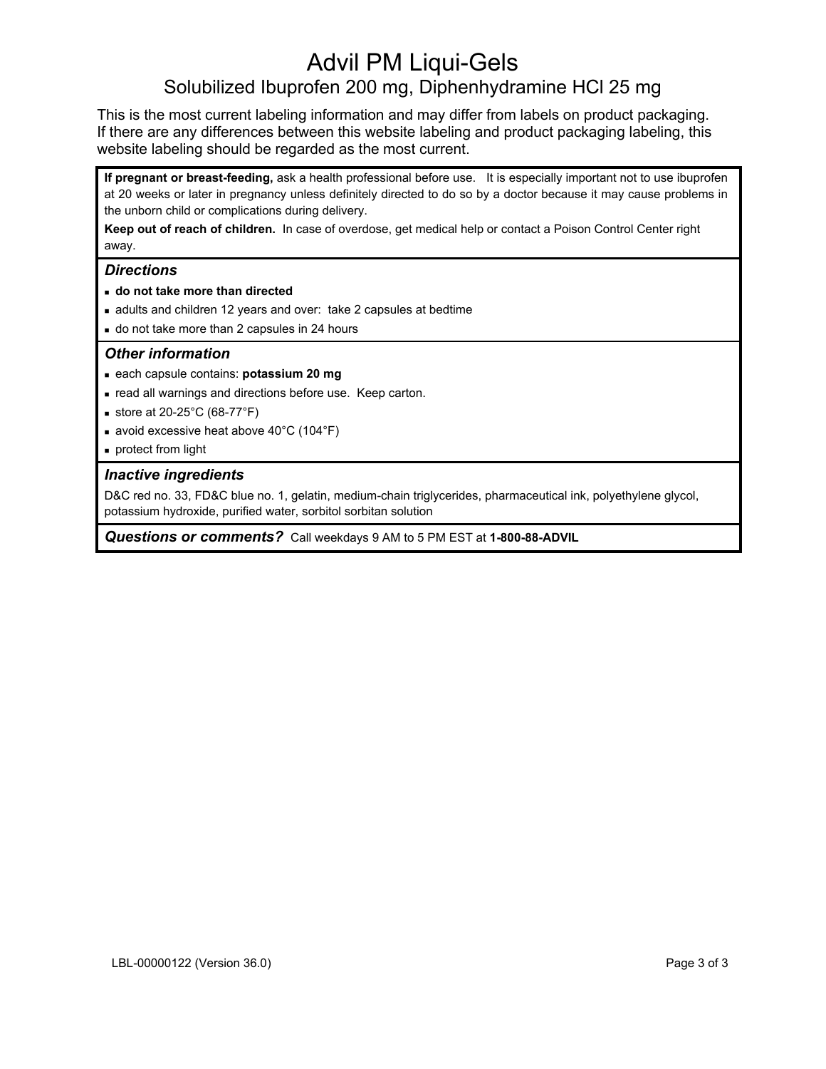# Advil PM Liqui-Gels

## Solubilized Ibuprofen 200 mg, Diphenhydramine HCl 25 mg

This is the most current labeling information and may differ from labels on product packaging. If there are any differences between this website labeling and product packaging labeling, this website labeling should be regarded as the most current.

**If pregnant or breast-feeding,** ask a health professional before use. It is especially important not to use ibuprofen at 20 weeks or later in pregnancy unless definitely directed to do so by a doctor because it may cause problems in the unborn child or complications during delivery.

**Keep out of reach of children.** In case of overdose, get medical help or contact a Poison Control Center right away.

### *Directions*

- **do not take more than directed**
- adults and children 12 years and over: take 2 capsules at bedtime
- do not take more than 2 capsules in 24 hours

### *Other information*

- each capsule contains: **potassium 20 mg**
- read all warnings and directions before use. Keep carton.
- store at 20-25°C (68-77°F)
- avoid excessive heat above 40°C (104°F)
- protect from light

### *Inactive ingredients*

D&C red no. 33, FD&C blue no. 1, gelatin, medium-chain triglycerides, pharmaceutical ink, polyethylene glycol, potassium hydroxide, purified water, sorbitol sorbitan solution

***Questions or comments?*** Call weekdays 9 AM to 5 PM EST at **1-800-88-ADVIL**

LBL-00000122 (Version 36.0)